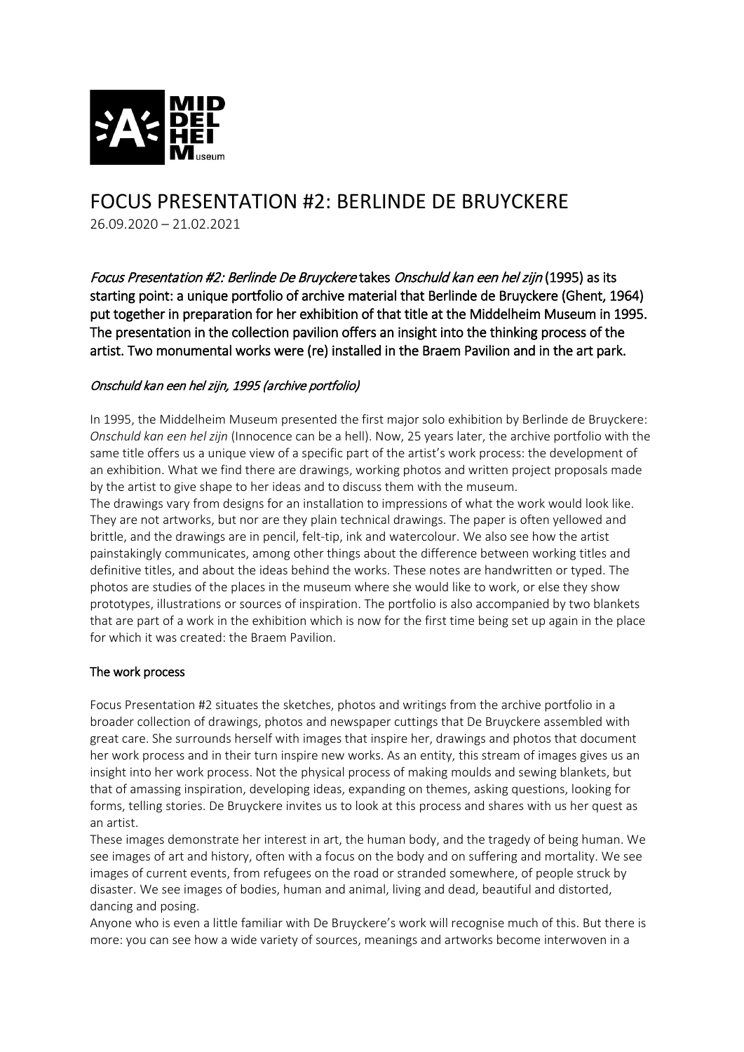# FOCUS PRESENTATION #2: BERLINDE DE BRUYCKERE

26.09.2020 – 21.02.2021

***Focus Presentation #2: Berlinde De Bruyckere*** **takes** ***Onschuld kan een hel zijn*** **(1995) as its starting point: a unique portfolio of archive material that Berlinde de Bruyckere (Ghent, 1964) put together in preparation for her exhibition of that title at the Middelheim Museum in 1995. The presentation in the collection pavilion offers an insight into the thinking process of the artist. Two monumental works were (re) installed in the Braem Pavilion and in the art park.**

## *Onschuld kan een hel zijn, 1995 (archive portfolio)*

In 1995, the Middelheim Museum presented the first major solo exhibition by Berlinde de Bruyckere: *Onschuld kan een hel zijn* (Innocence can be a hell). Now, 25 years later, the archive portfolio with the same title offers us a unique view of a specific part of the artist's work process: the development of an exhibition. What we find there are drawings, working photos and written project proposals made by the artist to give shape to her ideas and to discuss them with the museum.

The drawings vary from designs for an installation to impressions of what the work would look like. They are not artworks, but nor are they plain technical drawings. The paper is often yellowed and brittle, and the drawings are in pencil, felt-tip, ink and watercolour. We also see how the artist painstakingly communicates, among other things about the difference between working titles and definitive titles, and about the ideas behind the works. These notes are handwritten or typed. The photos are studies of the places in the museum where she would like to work, or else they show prototypes, illustrations or sources of inspiration. The portfolio is also accompanied by two blankets that are part of a work in the exhibition which is now for the first time being set up again in the place for which it was created: the Braem Pavilion.

## The work process

Focus Presentation #2 situates the sketches, photos and writings from the archive portfolio in a broader collection of drawings, photos and newspaper cuttings that De Bruyckere assembled with great care. She surrounds herself with images that inspire her, drawings and photos that document her work process and in their turn inspire new works. As an entity, this stream of images gives us an insight into her work process. Not the physical process of making moulds and sewing blankets, but that of amassing inspiration, developing ideas, expanding on themes, asking questions, looking for forms, telling stories. De Bruyckere invites us to look at this process and shares with us her quest as an artist.

These images demonstrate her interest in art, the human body, and the tragedy of being human. We see images of art and history, often with a focus on the body and on suffering and mortality. We see images of current events, from refugees on the road or stranded somewhere, of people struck by disaster. We see images of bodies, human and animal, living and dead, beautiful and distorted, dancing and posing.

Anyone who is even a little familiar with De Bruyckere's work will recognise much of this. But there is more: you can see how a wide variety of sources, meanings and artworks become interwoven in a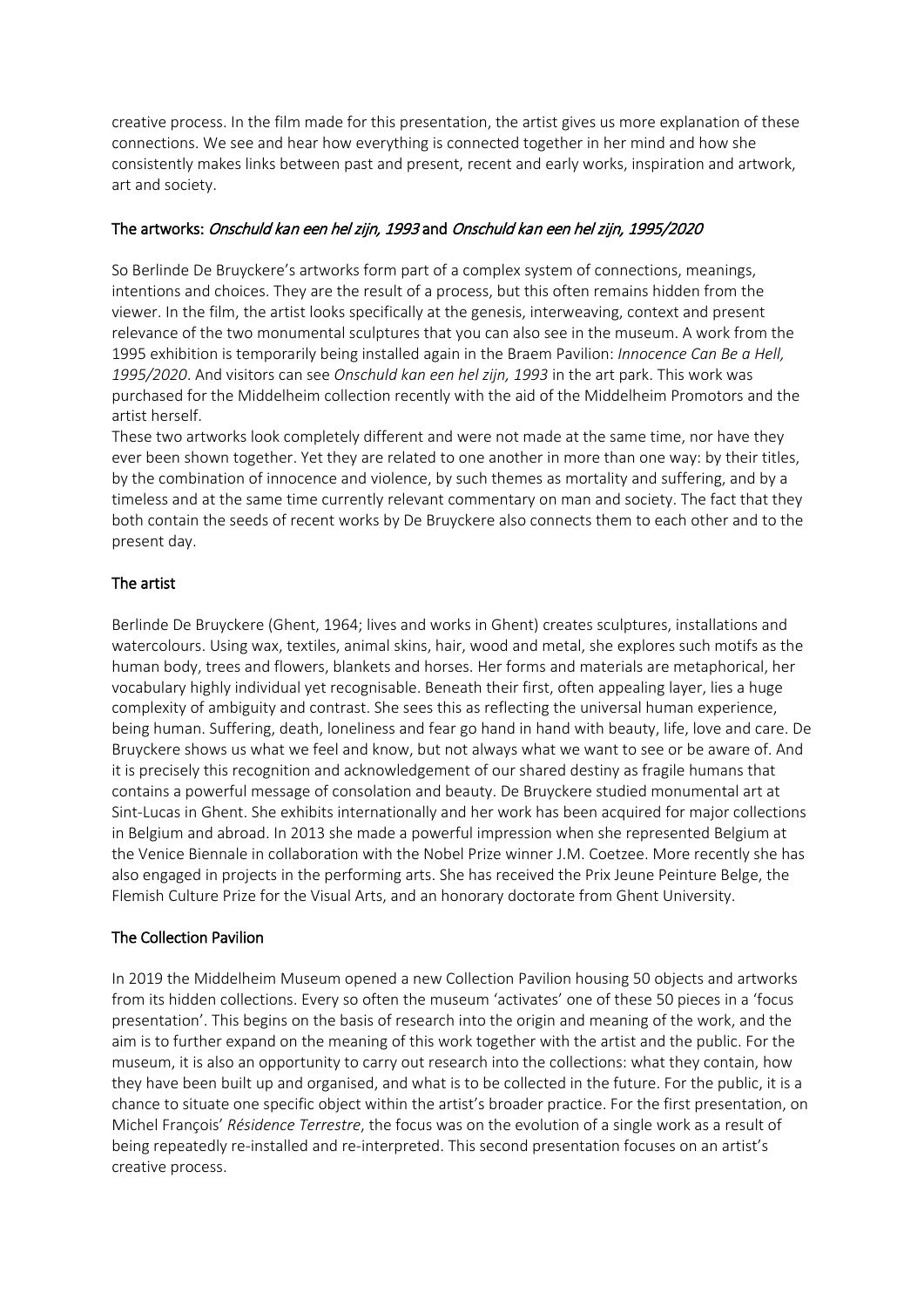creative process. In the film made for this presentation, the artist gives us more explanation of these connections. We see and hear how everything is connected together in her mind and how she consistently makes links between past and present, recent and early works, inspiration and artwork, art and society.

## The artworks: *Onschuld kan een hel zijn, 1993* and *Onschuld kan een hel zijn, 1995/2020*

So Berlinde De Bruyckere's artworks form part of a complex system of connections, meanings, intentions and choices. They are the result of a process, but this often remains hidden from the viewer. In the film, the artist looks specifically at the genesis, interweaving, context and present relevance of the two monumental sculptures that you can also see in the museum. A work from the 1995 exhibition is temporarily being installed again in the Braem Pavilion: *Innocence Can Be a Hell, 1995/2020*. And visitors can see *Onschuld kan een hel zijn, 1993* in the art park. This work was purchased for the Middelheim collection recently with the aid of the Middelheim Promotors and the artist herself.

These two artworks look completely different and were not made at the same time, nor have they ever been shown together. Yet they are related to one another in more than one way: by their titles, by the combination of innocence and violence, by such themes as mortality and suffering, and by a timeless and at the same time currently relevant commentary on man and society. The fact that they both contain the seeds of recent works by De Bruyckere also connects them to each other and to the present day.

## The artist

Berlinde De Bruyckere (Ghent, 1964; lives and works in Ghent) creates sculptures, installations and watercolours. Using wax, textiles, animal skins, hair, wood and metal, she explores such motifs as the human body, trees and flowers, blankets and horses. Her forms and materials are metaphorical, her vocabulary highly individual yet recognisable. Beneath their first, often appealing layer, lies a huge complexity of ambiguity and contrast. She sees this as reflecting the universal human experience, being human. Suffering, death, loneliness and fear go hand in hand with beauty, life, love and care. De Bruyckere shows us what we feel and know, but not always what we want to see or be aware of. And it is precisely this recognition and acknowledgement of our shared destiny as fragile humans that contains a powerful message of consolation and beauty. De Bruyckere studied monumental art at Sint-Lucas in Ghent. She exhibits internationally and her work has been acquired for major collections in Belgium and abroad. In 2013 she made a powerful impression when she represented Belgium at the Venice Biennale in collaboration with the Nobel Prize winner J.M. Coetzee. More recently she has also engaged in projects in the performing arts. She has received the Prix Jeune Peinture Belge, the Flemish Culture Prize for the Visual Arts, and an honorary doctorate from Ghent University.

## The Collection Pavilion

In 2019 the Middelheim Museum opened a new Collection Pavilion housing 50 objects and artworks from its hidden collections. Every so often the museum 'activates' one of these 50 pieces in a 'focus presentation'. This begins on the basis of research into the origin and meaning of the work, and the aim is to further expand on the meaning of this work together with the artist and the public. For the museum, it is also an opportunity to carry out research into the collections: what they contain, how they have been built up and organised, and what is to be collected in the future. For the public, it is a chance to situate one specific object within the artist's broader practice. For the first presentation, on Michel François' *Résidence Terrestre*, the focus was on the evolution of a single work as a result of being repeatedly re-installed and re-interpreted. This second presentation focuses on an artist's creative process.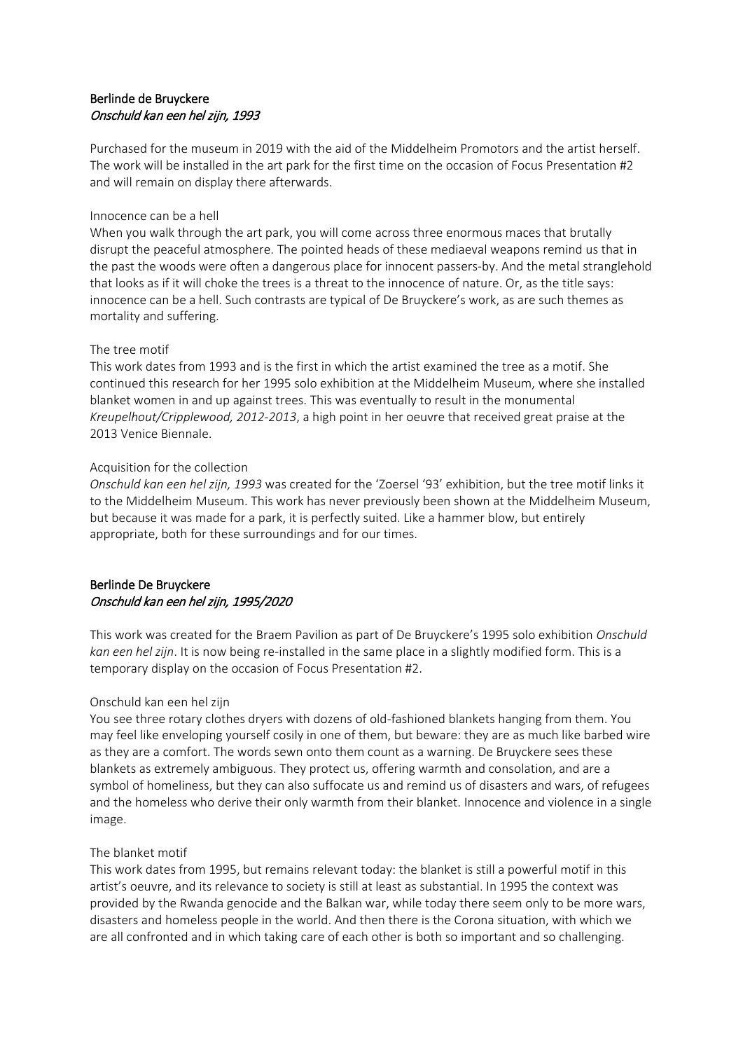## Berlinde de Bruyckere
### *Onschuld kan een hel zijn, 1993*

Purchased for the museum in 2019 with the aid of the Middelheim Promotors and the artist herself. The work will be installed in the art park for the first time on the occasion of Focus Presentation #2 and will remain on display there afterwards.

#### Innocence can be a hell

When you walk through the art park, you will come across three enormous maces that brutally disrupt the peaceful atmosphere. The pointed heads of these mediaeval weapons remind us that in the past the woods were often a dangerous place for innocent passers-by. And the metal stranglehold that looks as if it will choke the trees is a threat to the innocence of nature. Or, as the title says: innocence can be a hell. Such contrasts are typical of De Bruyckere's work, as are such themes as mortality and suffering.

#### The tree motif

This work dates from 1993 and is the first in which the artist examined the tree as a motif. She continued this research for her 1995 solo exhibition at the Middelheim Museum, where she installed blanket women in and up against trees. This was eventually to result in the monumental *Kreupelhout/Cripplewood, 2012-2013*, a high point in her oeuvre that received great praise at the 2013 Venice Biennale.

#### Acquisition for the collection

*Onschuld kan een hel zijn, 1993* was created for the 'Zoersel '93' exhibition, but the tree motif links it to the Middelheim Museum. This work has never previously been shown at the Middelheim Museum, but because it was made for a park, it is perfectly suited. Like a hammer blow, but entirely appropriate, both for these surroundings and for our times.

## Berlinde De Bruyckere
### *Onschuld kan een hel zijn, 1995/2020*

This work was created for the Braem Pavilion as part of De Bruyckere's 1995 solo exhibition *Onschuld kan een hel zijn*. It is now being re-installed in the same place in a slightly modified form. This is a temporary display on the occasion of Focus Presentation #2.

#### Onschuld kan een hel zijn

You see three rotary clothes dryers with dozens of old-fashioned blankets hanging from them. You may feel like enveloping yourself cosily in one of them, but beware: they are as much like barbed wire as they are a comfort. The words sewn onto them count as a warning. De Bruyckere sees these blankets as extremely ambiguous. They protect us, offering warmth and consolation, and are a symbol of homeliness, but they can also suffocate us and remind us of disasters and wars, of refugees and the homeless who derive their only warmth from their blanket. Innocence and violence in a single image.

#### The blanket motif

This work dates from 1995, but remains relevant today: the blanket is still a powerful motif in this artist's oeuvre, and its relevance to society is still at least as substantial. In 1995 the context was provided by the Rwanda genocide and the Balkan war, while today there seem only to be more wars, disasters and homeless people in the world. And then there is the Corona situation, with which we are all confronted and in which taking care of each other is both so important and so challenging.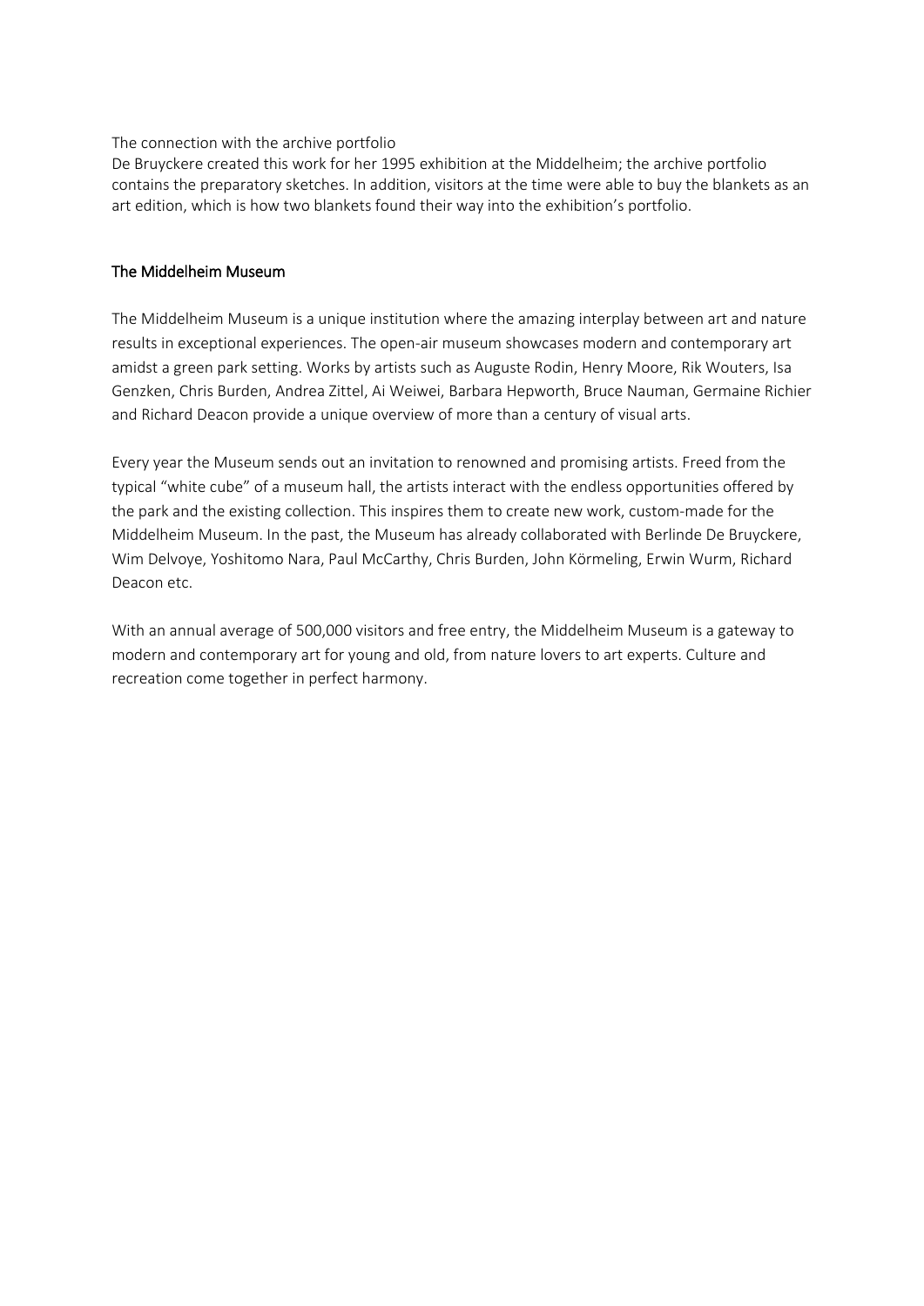The connection with the archive portfolio
De Bruyckere created this work for her 1995 exhibition at the Middelheim; the archive portfolio contains the preparatory sketches. In addition, visitors at the time were able to buy the blankets as an art edition, which is how two blankets found their way into the exhibition's portfolio.

## The Middelheim Museum

The Middelheim Museum is a unique institution where the amazing interplay between art and nature results in exceptional experiences. The open-air museum showcases modern and contemporary art amidst a green park setting. Works by artists such as Auguste Rodin, Henry Moore, Rik Wouters, Isa Genzken, Chris Burden, Andrea Zittel, Ai Weiwei, Barbara Hepworth, Bruce Nauman, Germaine Richier and Richard Deacon provide a unique overview of more than a century of visual arts.

Every year the Museum sends out an invitation to renowned and promising artists. Freed from the typical "white cube" of a museum hall, the artists interact with the endless opportunities offered by the park and the existing collection. This inspires them to create new work, custom-made for the Middelheim Museum. In the past, the Museum has already collaborated with Berlinde De Bruyckere, Wim Delvoye, Yoshitomo Nara, Paul McCarthy, Chris Burden, John Körmeling, Erwin Wurm, Richard Deacon etc.

With an annual average of 500,000 visitors and free entry, the Middelheim Museum is a gateway to modern and contemporary art for young and old, from nature lovers to art experts. Culture and recreation come together in perfect harmony.